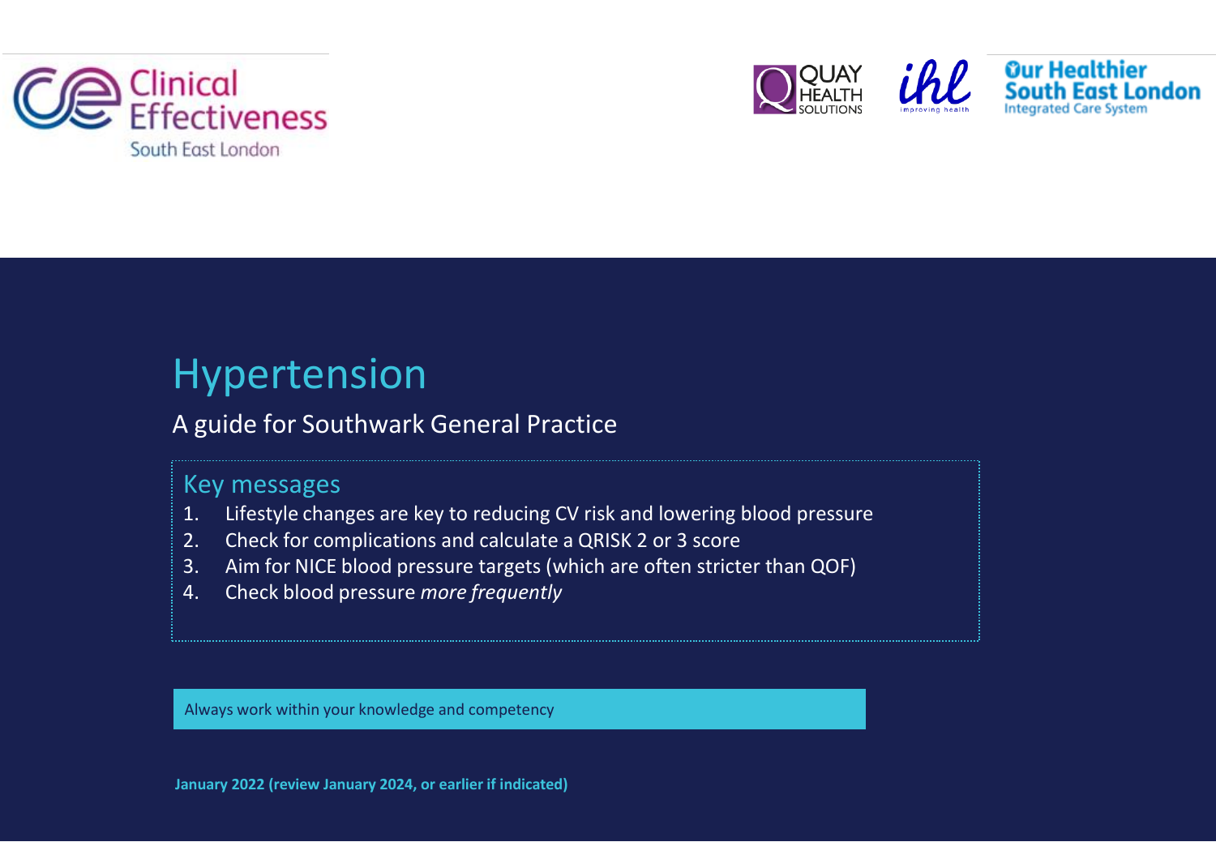Clinical Effectiveness South East London

QUAY HEALTH SOLUTIONS

ihl improving health

Our Healthier South East London Integrated Care System

# Hypertension

A guide for Southwark General Practice

## Key messages

1. Lifestyle changes are key to reducing CV risk and lowering blood pressure
2. Check for complications and calculate a QRISK 2 or 3 score
3. Aim for NICE blood pressure targets (which are often stricter than QOF)
4. Check blood pressure *more frequently*

Always work within your knowledge and competency

**January 2022 (review January 2024, or earlier if indicated)**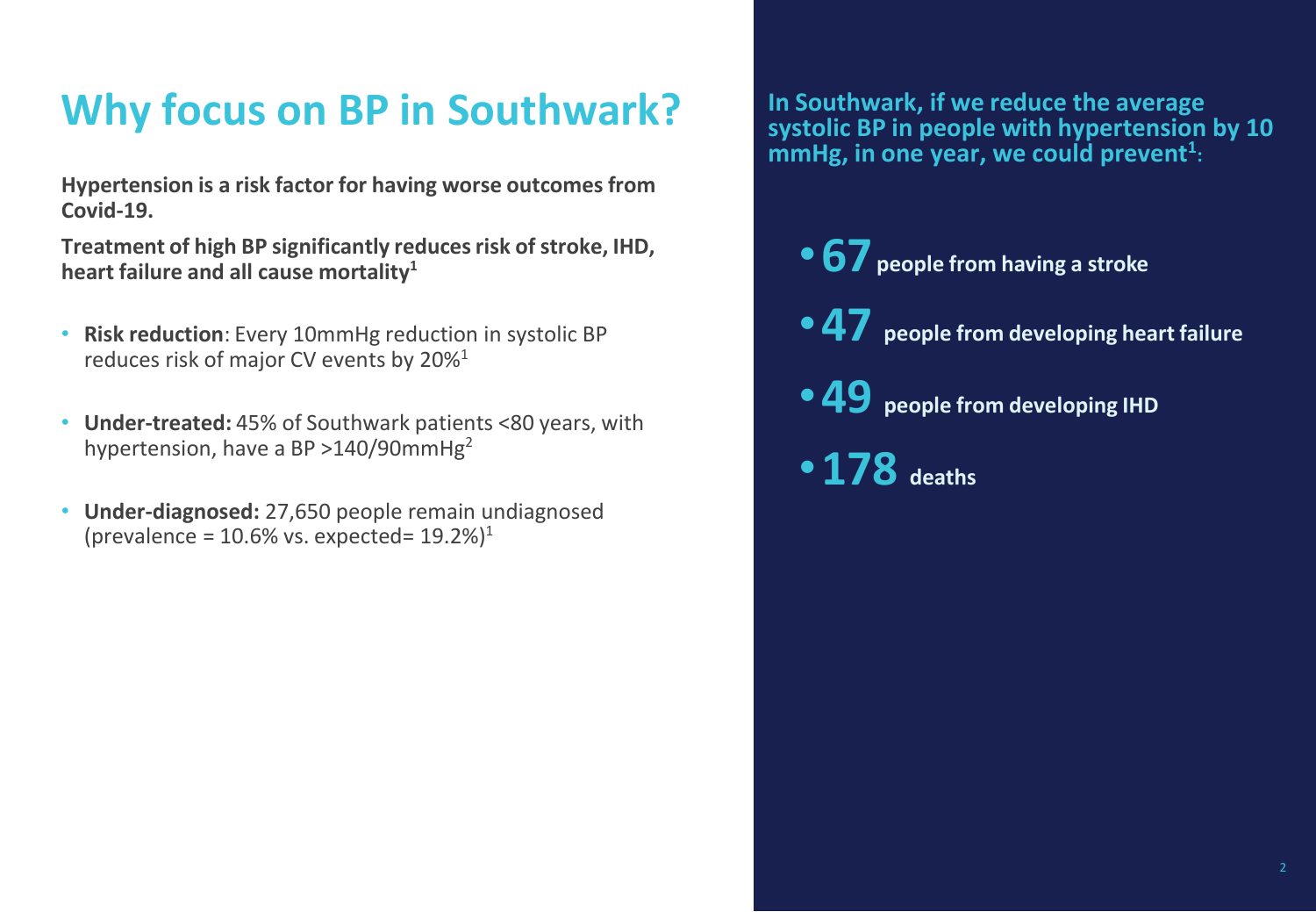# Why focus on BP in Southwark?

**Hypertension is a risk factor for having worse outcomes from Covid-19.**

**Treatment of high BP significantly reduces risk of stroke, IHD, heart failure and all cause mortality[1]**

- **Risk reduction**: Every 10mmHg reduction in systolic BP reduces risk of major CV events by 20%[1]
- **Under-treated:** 45% of Southwark patients <80 years, with hypertension, have a BP >140/90mmHg[2]
- **Under-diagnosed:** 27,650 people remain undiagnosed (prevalence = 10.6% vs. expected= 19.2%)[1]

**In Southwark, if we reduce the average systolic BP in people with hypertension by 10 mmHg, in one year, we could prevent[1]:**

- **67** people from having a stroke
- **47** people from developing heart failure
- **49** people from developing IHD
- **178** deaths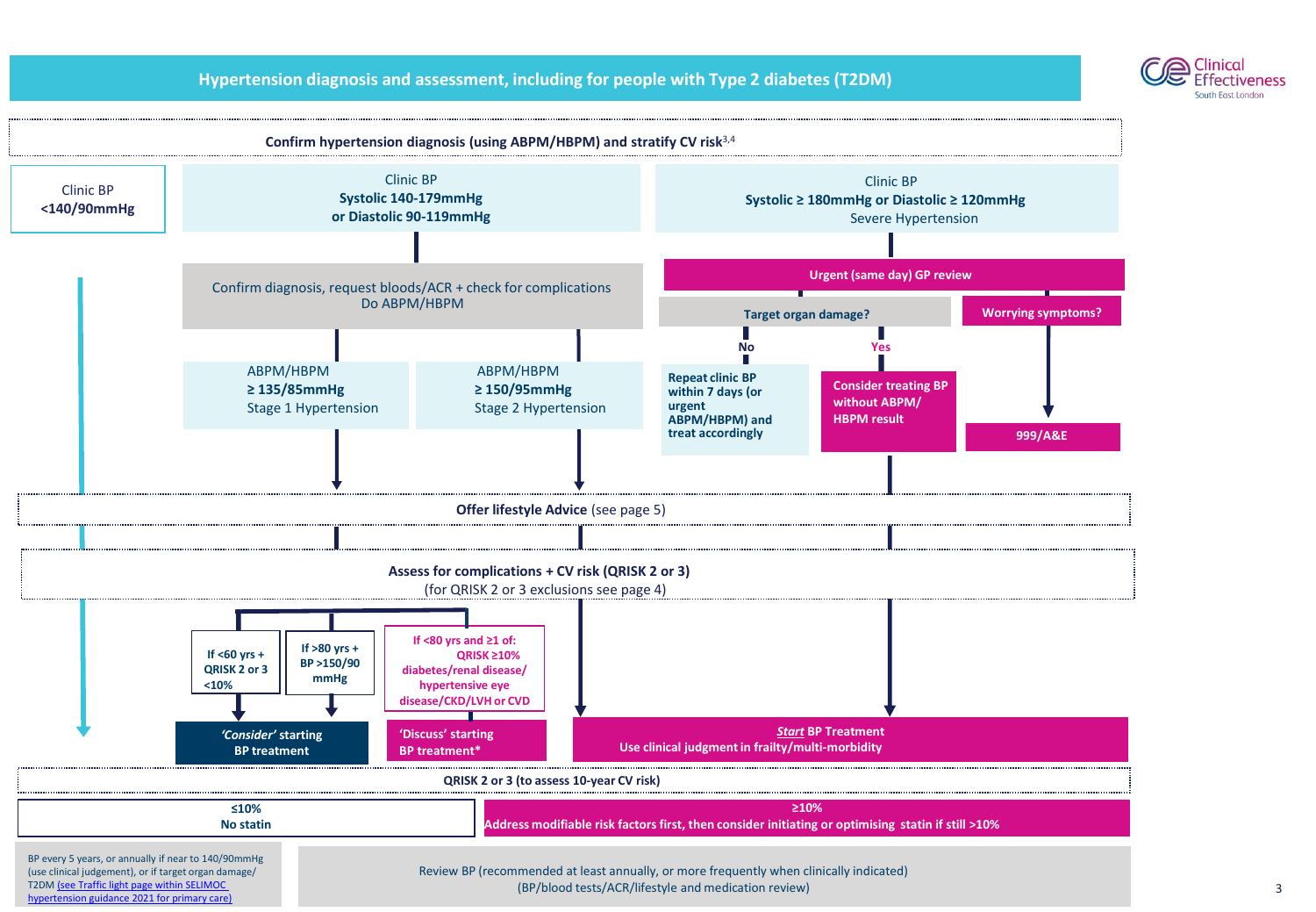# Hypertension diagnosis and assessment, including for people with Type 2 diabetes (T2DM)

## Confirm hypertension diagnosis (using ABPM/HBPM) and stratify CV risk[3,4]

**Clinic BP <140/90mmHg**

**Clinic BP Systolic 140-179mmHg or Diastolic 90-119mmHg**

- Confirm diagnosis, request bloods/ACR + check for complications
- Do ABPM/HBPM
  - ABPM/HBPM **≥ 135/85mmHg** Stage 1 Hypertension
  - ABPM/HBPM **≥ 150/95mmHg** Stage 2 Hypertension

**Clinic BP Systolic ≥ 180mmHg or Diastolic ≥ 120mmHg** Severe Hypertension

- **Urgent (same day) GP review**
  - **Target organ damage?**
    - **No:** **Repeat clinic BP within 7 days (or urgent ABPM/HBPM) and treat accordingly**
    - **Yes:** **Consider treating BP without ABPM/HBPM result**
  - **Worrying symptoms?** → **999/A&E**

**Offer lifestyle Advice** (see page 5)

**Assess for complications + CV risk (QRISK 2 or 3)**
(for QRISK 2 or 3 exclusions see page 4)

- **If <60 yrs + QRISK 2 or 3 <10%** → ***'Consider'* starting BP treatment**
- **If >80 yrs + BP >150/90 mmHg** → ***'Consider'* starting BP treatment**
- **If <80 yrs and ≥1 of: QRISK ≥10% diabetes/renal disease/ hypertensive eye disease/CKD/LVH or CVD** → **'Discuss' starting BP treatment***
- Stage 2 Hypertension / Severe Hypertension → ***Start* BP Treatment** Use clinical judgment in frailty/multi-morbidity

**QRISK 2 or 3 (to assess 10-year CV risk)**

| ≤10% | ≥10% |
|---|---|
| **No statin** | **Address modifiable risk factors first, then consider initiating or optimising statin if still >10%** |

BP every 5 years, or annually if near to 140/90mmHg (use clinical judgement), or if target organ damage/ T2DM (see Traffic light page within SELIMOC hypertension guidance 2021 for primary care)

Review BP (recommended at least annually, or more frequently when clinically indicated) (BP/blood tests/ACR/lifestyle and medication review)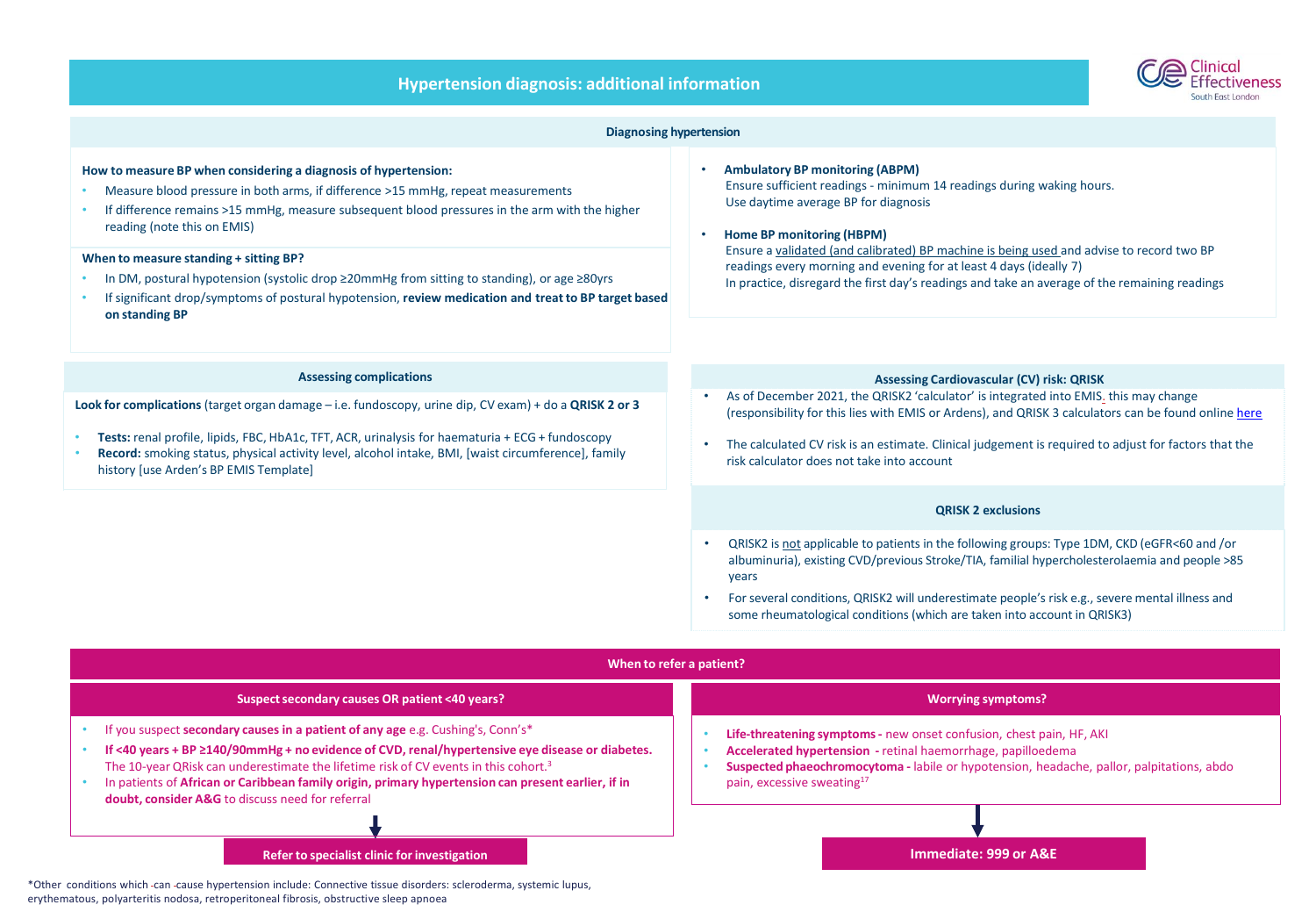# Hypertension diagnosis: additional information

## Diagnosing hypertension

**How to measure BP when considering a diagnosis of hypertension:**

- Measure blood pressure in both arms, if difference >15 mmHg, repeat measurements
- If difference remains >15 mmHg, measure subsequent blood pressures in the arm with the higher reading (note this on EMIS)

**When to measure standing + sitting BP?**

- In DM, postural hypotension (systolic drop ≥20mmHg from sitting to standing), or age ≥80yrs
- If significant drop/symptoms of postural hypotension, **review medication and treat to BP target based on standing BP**

- **Ambulatory BP monitoring (ABPM)**
  Ensure sufficient readings - minimum 14 readings during waking hours.
  Use daytime average BP for diagnosis

- **Home BP monitoring (HBPM)**
  Ensure a validated (and calibrated) BP machine is being used and advise to record two BP readings every morning and evening for at least 4 days (ideally 7)
  In practice, disregard the first day's readings and take an average of the remaining readings

## Assessing complications

**Look for complications** (target organ damage – i.e. fundoscopy, urine dip, CV exam) + do a **QRISK 2 or 3**

- **Tests:** renal profile, lipids, FBC, HbA1c, TFT, ACR, urinalysis for haematuria + ECG + fundoscopy
- **Record:** smoking status, physical activity level, alcohol intake, BMI, [waist circumference], family history [use Arden's BP EMIS Template]

## Assessing Cardiovascular (CV) risk: QRISK

- As of December 2021, the QRISK2 'calculator' is integrated into EMIS. this may change (responsibility for this lies with EMIS or Ardens), and QRISK 3 calculators can be found online here
- The calculated CV risk is an estimate. Clinical judgement is required to adjust for factors that the risk calculator does not take into account

## QRISK 2 exclusions

- QRISK2 is not applicable to patients in the following groups: Type 1DM, CKD (eGFR<60 and /or albuminuria), existing CVD/previous Stroke/TIA, familial hypercholesterolaemia and people >85 years
- For several conditions, QRISK2 will underestimate people's risk e.g., severe mental illness and some rheumatological conditions (which are taken into account in QRISK3)

## When to refer a patient?

### Suspect secondary causes OR patient <40 years?

- If you suspect **secondary causes in a patient of any age** e.g. Cushing's, Conn's*
- **If <40 years + BP ≥140/90mmHg + no evidence of CVD, renal/hypertensive eye disease or diabetes.** The 10-year QRisk can underestimate the lifetime risk of CV events in this cohort.[3]
- In patients of **African or Caribbean family origin, primary hypertension can present earlier, if in doubt, consider A&G** to discuss need for referral

↓

**Refer to specialist clinic for investigation**

### Worrying symptoms?

- **Life-threatening symptoms -** new onset confusion, chest pain, HF, AKI
- **Accelerated hypertension -** retinal haemorrhage, papilloedema
- **Suspected phaeochromocytoma -** labile or hypotension, headache, pallor, palpitations, abdo pain, excessive sweating[17]

↓

**Immediate: 999 or A&E**

*Other conditions which can cause hypertension include: Connective tissue disorders: scleroderma, systemic lupus, erythematous, polyarteritis nodosa, retroperitoneal fibrosis, obstructive sleep apnoea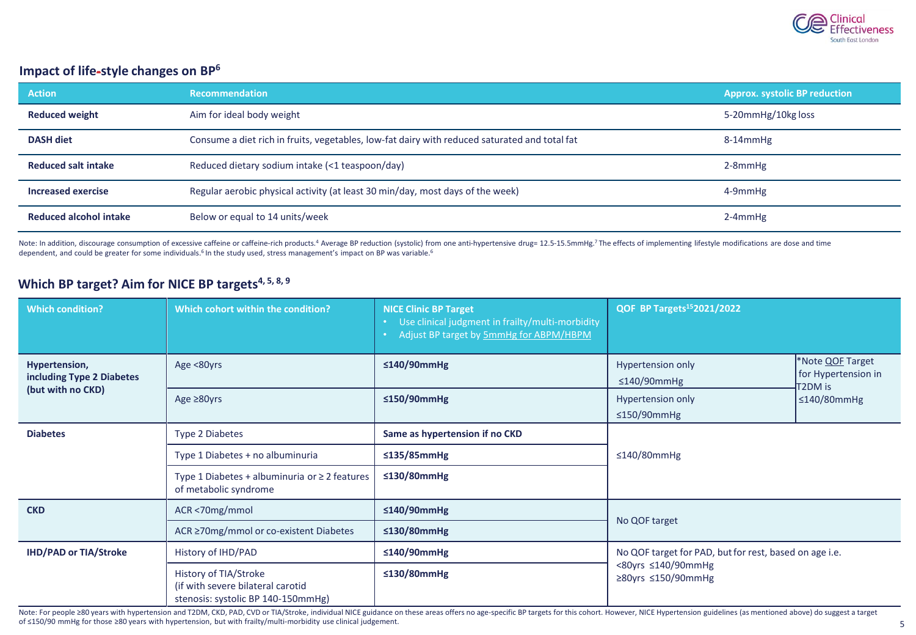## Impact of life-style changes on BP[6]

| Action | Recommendation | Approx. systolic BP reduction |
|---|---|---|
| **Reduced weight** | Aim for ideal body weight | 5-20mmHg/10kg loss |
| **DASH diet** | Consume a diet rich in fruits, vegetables, low-fat dairy with reduced saturated and total fat | 8-14mmHg |
| **Reduced salt intake** | Reduced dietary sodium intake (<1 teaspoon/day) | 2-8mmHg |
| **Increased exercise** | Regular aerobic physical activity (at least 30 min/day, most days of the week) | 4-9mmHg |
| **Reduced alcohol intake** | Below or equal to 14 units/week | 2-4mmHg |

Note: In addition, discourage consumption of excessive caffeine or caffeine-rich products.[4] Average BP reduction (systolic) from one anti-hypertensive drug= 12.5-15.5mmHg.[7] The effects of implementing lifestyle modifications are dose and time dependent, and could be greater for some individuals.[6] In the study used, stress management's impact on BP was variable.[6]

## Which BP target? Aim for NICE BP targets[4, 5, 8, 9]

| Which condition? | Which cohort within the condition? | NICE Clinic BP Target<br>• Use clinical judgment in frailty/multi-morbidity<br>• Adjust BP target by 5mmHg for ABPM/HBPM | QOF BP Targets[15] 2021/2022 | |
|---|---|---|---|---|
| **Hypertension, including Type 2 Diabetes (but with no CKD)** | Age <80yrs | **≤140/90mmHg** | Hypertension only ≤140/90mmHg | *Note QOF Target for Hypertension in T2DM is ≤140/80mmHg |
| | Age ≥80yrs | **≤150/90mmHg** | Hypertension only ≤150/90mmHg | |
| **Diabetes** | Type 2 Diabetes | **Same as hypertension if no CKD** | ≤140/80mmHg | |
| | Type 1 Diabetes + no albuminuria | **≤135/85mmHg** | | |
| | Type 1 Diabetes + albuminuria or ≥ 2 features of metabolic syndrome | **≤130/80mmHg** | | |
| **CKD** | ACR <70mg/mmol | **≤140/90mmHg** | No QOF target | |
| | ACR ≥70mg/mmol or co-existent Diabetes | **≤130/80mmHg** | | |
| **IHD/PAD or TIA/Stroke** | History of IHD/PAD | **≤140/90mmHg** | No QOF target for PAD, but for rest, based on age i.e.<br><80yrs ≤140/90mmHg<br>≥80yrs ≤150/90mmHg | |
| | History of TIA/Stroke (if with severe bilateral carotid stenosis: systolic BP 140-150mmHg) | **≤130/80mmHg** | | |

Note: For people ≥80 years with hypertension and T2DM, CKD, PAD, CVD or TIA/Stroke, individual NICE guidance on these areas offers no age-specific BP targets for this cohort. However, NICE Hypertension guidelines (as mentioned above) do suggest a target of ≤150/90 mmHg for those ≥80 years with hypertension, but with frailty/multi-morbidity use clinical judgement.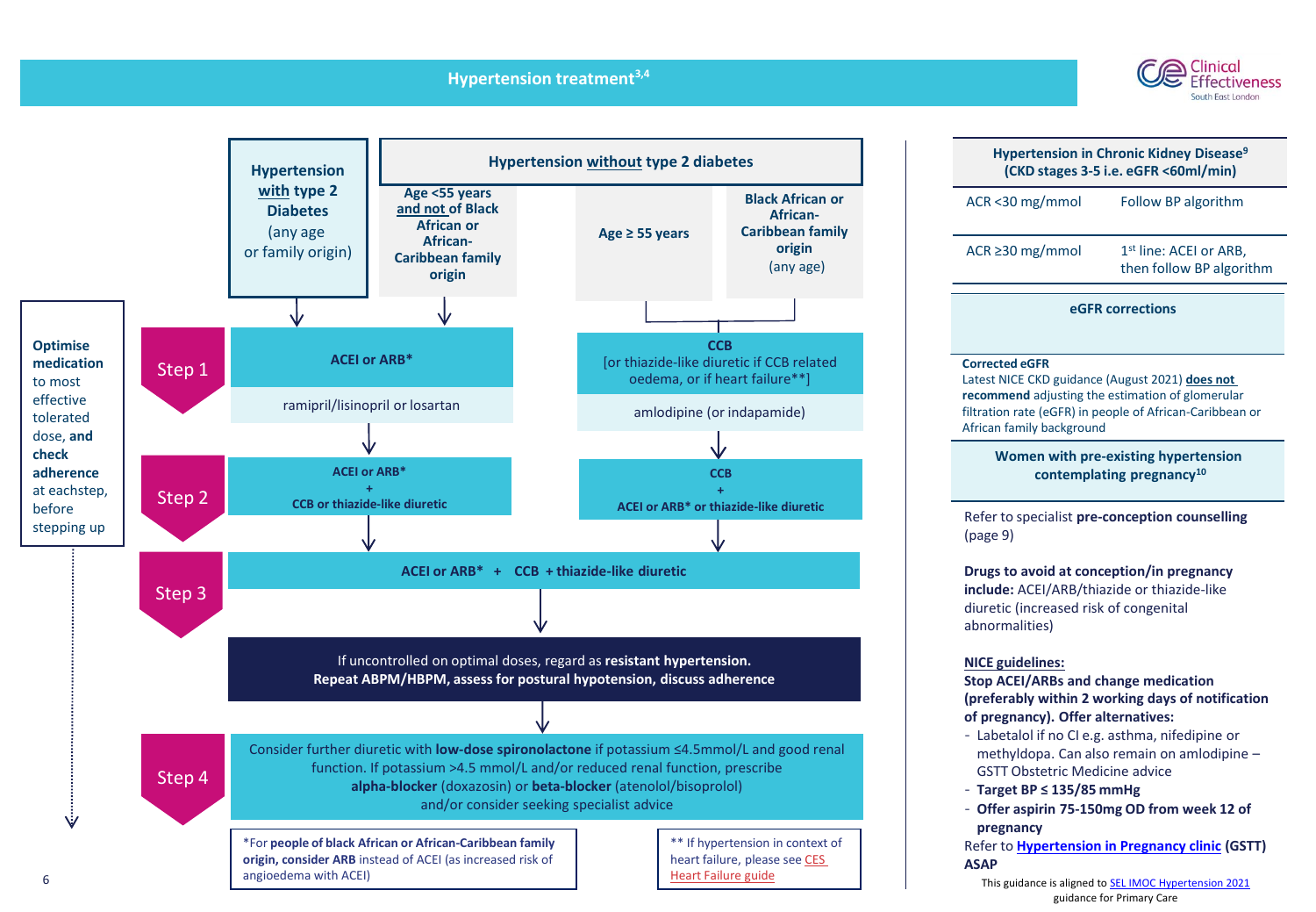# Hypertension treatment[3,4]

**Optimise medication** to most effective tolerated dose, **and check adherence** at each step, before stepping up

| | Hypertension **with** type 2 Diabetes (any age or family origin) | Age <55 years **and not** of Black African or African-Caribbean family origin | Age ≥ 55 years | Black African or African-Caribbean family origin (any age) |
|---|---|---|---|---|
| | **Hypertension with type 2 diabetes** | **Hypertension without type 2 diabetes** | **Hypertension without type 2 diabetes** | **Hypertension without type 2 diabetes** |
| **Step 1** | **ACEI or ARB*** — ramipril/lisinopril or losartan | **ACEI or ARB*** — ramipril/lisinopril or losartan | **CCB** [or thiazide-like diuretic if CCB related oedema, or if heart failure**] — amlodipine (or indapamide) | **CCB** [or thiazide-like diuretic if CCB related oedema, or if heart failure**] — amlodipine (or indapamide) |
| **Step 2** | **ACEI or ARB* + CCB or thiazide-like diuretic** | **ACEI or ARB* + CCB or thiazide-like diuretic** | **CCB + ACEI or ARB* or thiazide-like diuretic** | **CCB + ACEI or ARB* or thiazide-like diuretic** |
| **Step 3** | **ACEI or ARB* + CCB + thiazide-like diuretic** | | | |

If uncontrolled on optimal doses, regard as **resistant hypertension.**
**Repeat ABPM/HBPM, assess for postural hypotension, discuss adherence**

**Step 4**

Consider further diuretic with **low-dose spironolactone** if potassium ≤4.5mmol/L and good renal function. If potassium >4.5 mmol/L and/or reduced renal function, prescribe **alpha-blocker** (doxazosin) or **beta-blocker** (atenolol/bisoprolol) and/or consider seeking specialist advice

*For **people of black African or African-Caribbean family origin, consider ARB** instead of ACEI (as increased risk of angioedema with ACEI)

** If hypertension in context of heart failure, please see CES Heart Failure guide

## Hypertension in Chronic Kidney Disease[9] (CKD stages 3-5 i.e. eGFR <60ml/min)

| | |
|---|---|
| ACR <30 mg/mmol | Follow BP algorithm |
| ACR ≥30 mg/mmol | 1st line: ACEI or ARB, then follow BP algorithm |

## eGFR corrections

**Corrected eGFR**
Latest NICE CKD guidance (August 2021) **does not recommend** adjusting the estimation of glomerular filtration rate (eGFR) in people of African-Caribbean or African family background

## Women with pre-existing hypertension contemplating pregnancy[10]

Refer to specialist **pre-conception counselling** (page 9)

**Drugs to avoid at conception/in pregnancy include:** ACEI/ARB/thiazide or thiazide-like diuretic (increased risk of congenital abnormalities)

**NICE guidelines:**
**Stop ACEI/ARBs and change medication (preferably within 2 working days of notification of pregnancy). Offer alternatives:**

- Labetalol if no CI e.g. asthma, nifedipine or methyldopa. Can also remain on amlodipine – GSTT Obstetric Medicine advice
- **Target BP ≤ 135/85 mmHg**
- **Offer aspirin 75-150mg OD from week 12 of pregnancy**

Refer to **Hypertension in Pregnancy clinic** (GSTT) **ASAP**

This guidance is aligned to SEL IMOC Hypertension 2021 guidance for Primary Care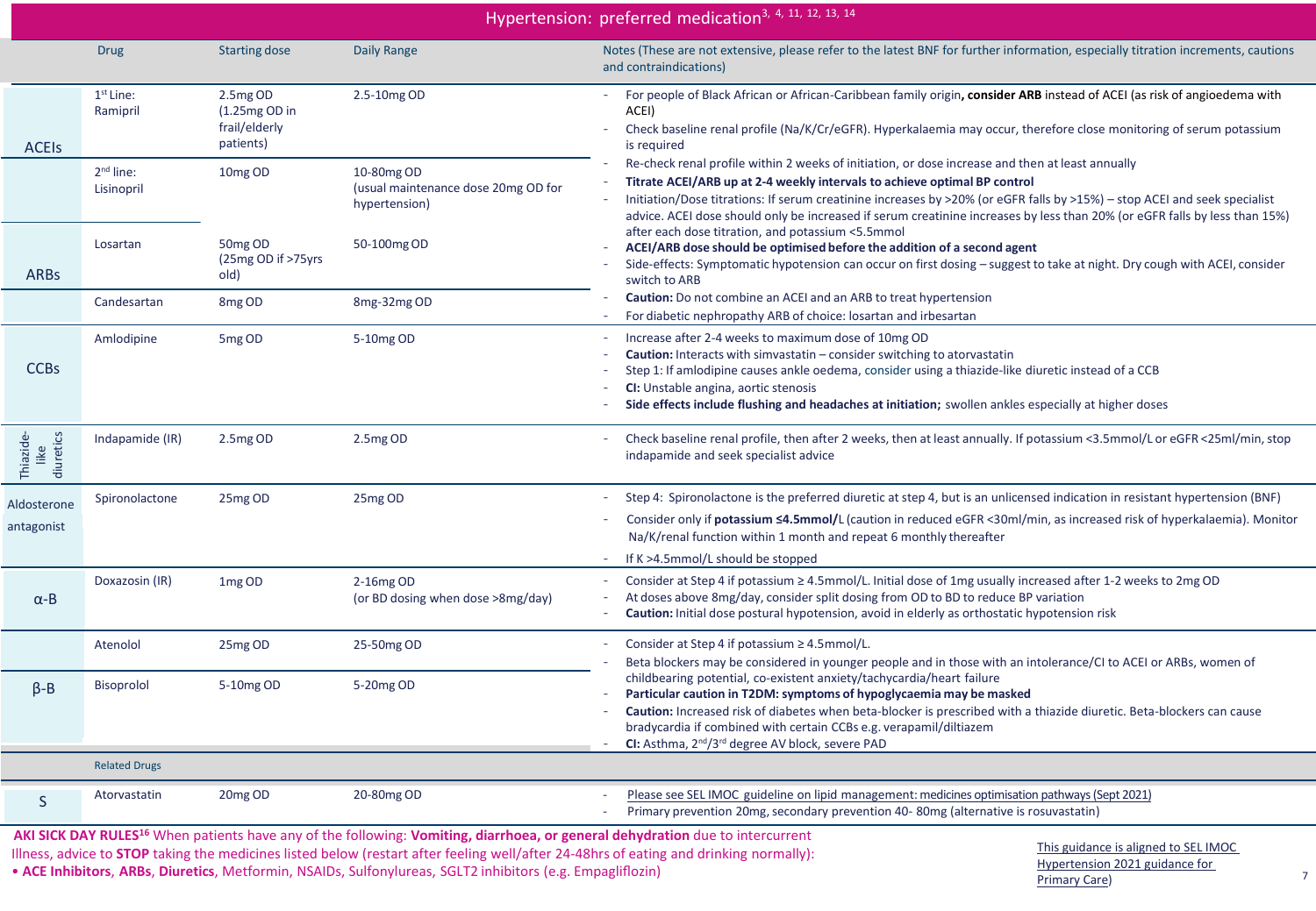# Hypertension: preferred medication[3, 4, 11, 12, 13, 14]

| | Drug | Starting dose | Daily Range | Notes (These are not extensive, please refer to the latest BNF for further information, especially titration increments, cautions and contraindications) |
|---|---|---|---|---|
| ACEIs | 1st Line: Ramipril | 2.5mg OD (1.25mg OD in frail/elderly patients) | 2.5-10mg OD | - For people of Black African or African-Caribbean family origin, **consider ARB** instead of ACEI (as risk of angioedema with ACEI)<br>- Check baseline renal profile (Na/K/Cr/eGFR). Hyperkalaemia may occur, therefore close monitoring of serum potassium is required<br>- Re-check renal profile within 2 weeks of initiation, or dose increase and then at least annually<br>- **Titrate ACEI/ARB up at 2-4 weekly intervals to achieve optimal BP control**<br>- Initiation/Dose titrations: If serum creatinine increases by >20% (or eGFR falls by >15%) – stop ACEI and seek specialist advice. ACEI dose should only be increased if serum creatinine increases by less than 20% (or eGFR falls by less than 15%) after each dose titration, and potassium <5.5mmol<br>- **ACEI/ARB dose should be optimised before the addition of a second agent**<br>- Side-effects: Symptomatic hypotension can occur on first dosing – suggest to take at night. Dry cough with ACEI, consider switch to ARB<br>- **Caution:** Do not combine an ACEI and an ARB to treat hypertension<br>- For diabetic nephropathy ARB of choice: losartan and irbesartan |
| | 2nd line: Lisinopril | 10mg OD | 10-80mg OD (usual maintenance dose 20mg OD for hypertension) | |
| ARBs | Losartan | 50mg OD (25mg OD if >75yrs old) | 50-100mg OD | |
| | Candesartan | 8mg OD | 8mg-32mg OD | |
| CCBs | Amlodipine | 5mg OD | 5-10mg OD | - Increase after 2-4 weeks to maximum dose of 10mg OD<br>- **Caution:** Interacts with simvastatin – consider switching to atorvastatin<br>- Step 1: If amlodipine causes ankle oedema, consider using a thiazide-like diuretic instead of a CCB<br>- **CI:** Unstable angina, aortic stenosis<br>- **Side effects include flushing and headaches at initiation;** swollen ankles especially at higher doses |
| Thiazide-like diuretics | Indapamide (IR) | 2.5mg OD | 2.5mg OD | - Check baseline renal profile, then after 2 weeks, then at least annually. If potassium <3.5mmol/L or eGFR <25ml/min, stop indapamide and seek specialist advice |
| Aldosterone antagonist | Spironolactone | 25mg OD | 25mg OD | - Step 4: Spironolactone is the preferred diuretic at step 4, but is an unlicensed indication in resistant hypertension (BNF)<br>- Consider only if **potassium ≤4.5mmol/L** (caution in reduced eGFR <30ml/min, as increased risk of hyperkalaemia). Monitor Na/K/renal function within 1 month and repeat 6 monthly thereafter<br>- If K >4.5mmol/L should be stopped |
| α-B | Doxazosin (IR) | 1mg OD | 2-16mg OD (or BD dosing when dose >8mg/day) | - Consider at Step 4 if potassium ≥ 4.5mmol/L. Initial dose of 1mg usually increased after 1-2 weeks to 2mg OD<br>- At doses above 8mg/day, consider split dosing from OD to BD to reduce BP variation<br>- **Caution:** Initial dose postural hypotension, avoid in elderly as orthostatic hypotension risk |
| β-B | Atenolol | 25mg OD | 25-50mg OD | - Consider at Step 4 if potassium ≥ 4.5mmol/L.<br>- Beta blockers may be considered in younger people and in those with an intolerance/CI to ACEI or ARBs, women of childbearing potential, co-existent anxiety/tachycardia/heart failure<br>- **Particular caution in T2DM: symptoms of hypoglycaemia may be masked**<br>- **Caution:** Increased risk of diabetes when beta-blocker is prescribed with a thiazide diuretic. Beta-blockers can cause bradycardia if combined with certain CCBs e.g. verapamil/diltiazem<br>- **CI:** Asthma, 2nd/3rd degree AV block, severe PAD |
| | Bisoprolol | 5-10mg OD | 5-20mg OD | |
| | Related Drugs | | | |
| S | Atorvastatin | 20mg OD | 20-80mg OD | - Please see SEL IMOC guideline on lipid management: medicines optimisation pathways (Sept 2021)<br>- Primary prevention 20mg, secondary prevention 40- 80mg (alternative is rosuvastatin) |

**AKI SICK DAY RULES**[16] When patients have any of the following: **Vomiting, diarrhoea, or general dehydration** due to intercurrent Illness, advice to **STOP** taking the medicines listed below (restart after feeling well/after 24-48hrs of eating and drinking normally):

- **ACE Inhibitors**, **ARBs**, **Diuretics**, Metformin, NSAIDs, Sulfonylureas, SGLT2 inhibitors (e.g. Empagliflozin)

This guidance is aligned to SEL IMOC Hypertension 2021 guidance for Primary Care)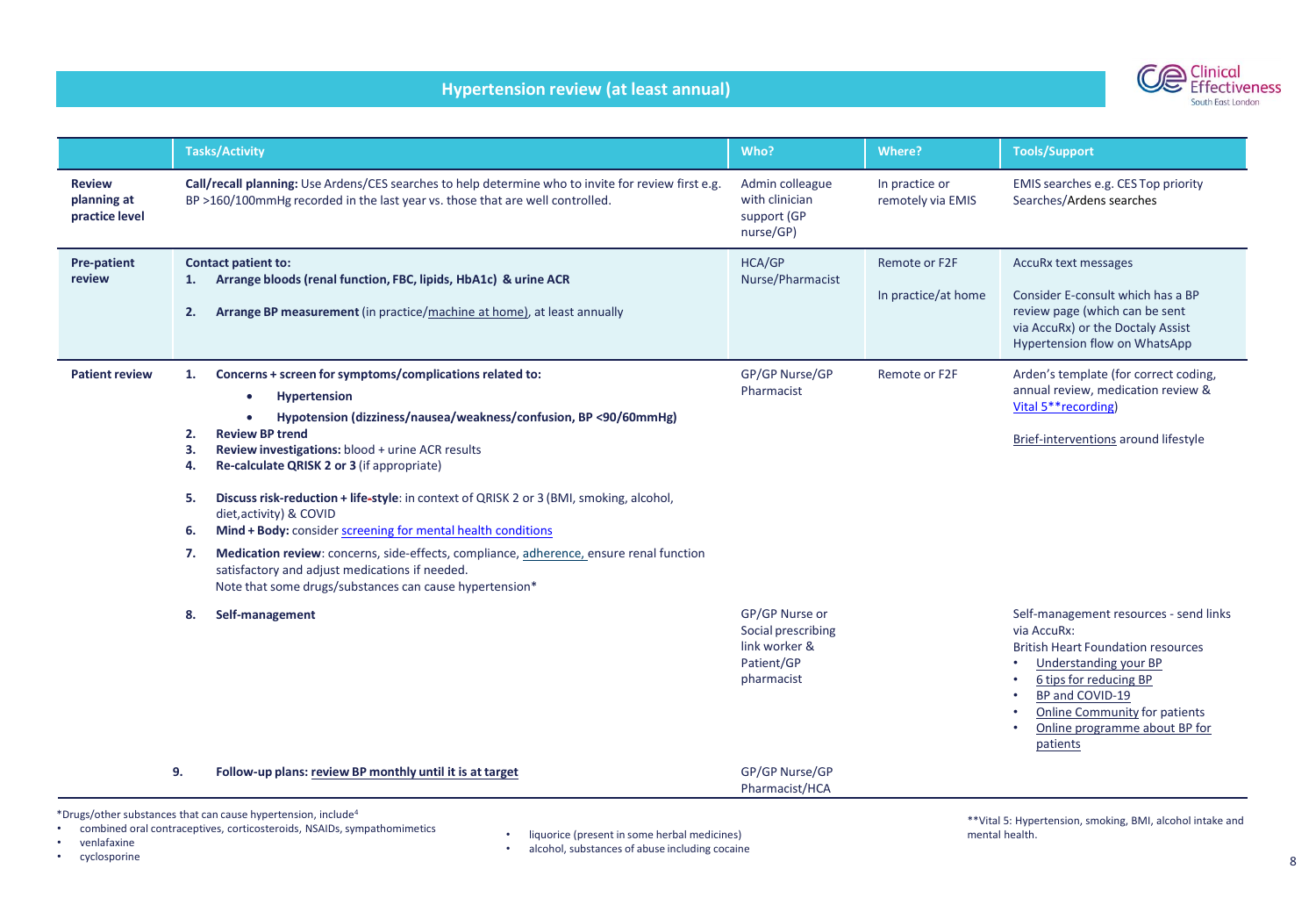# Hypertension review (at least annual)

| | Tasks/Activity | Who? | Where? | Tools/Support |
|---|---|---|---|---|
| **Review planning at practice level** | **Call/recall planning:** Use Ardens/CES searches to help determine who to invite for review first e.g. BP >160/100mmHg recorded in the last year vs. those that are well controlled. | Admin colleague with clinician support (GP nurse/GP) | In practice or remotely via EMIS | EMIS searches e.g. CES Top priority Searches/Ardens searches |
| **Pre-patient review** | **Contact patient to:**<br>1. **Arrange bloods (renal function, FBC, lipids, HbA1c) & urine ACR**<br>2. **Arrange BP measurement** (in practice/machine at home), at least annually | HCA/GP Nurse/Pharmacist | Remote or F2F<br>In practice/at home | AccuRx text messages<br>Consider E-consult which has a BP review page (which can be sent via AccuRx) or the Doctaly Assist Hypertension flow on WhatsApp |
| **Patient review** | 1. **Concerns + screen for symptoms/complications related to:**<br>• **Hypertension**<br>• **Hypotension (dizziness/nausea/weakness/confusion, BP <90/60mmHg)**<br>2. **Review BP trend**<br>3. **Review investigations:** blood + urine ACR results<br>4. **Re-calculate QRISK 2 or 3** (if appropriate)<br>5. **Discuss risk-reduction + life-style**: in context of QRISK 2 or 3 (BMI, smoking, alcohol, diet,activity) & COVID<br>6. **Mind + Body:** consider screening for mental health conditions<br>7. **Medication review**: concerns, side-effects, compliance, adherence, ensure renal function satisfactory and adjust medications if needed.<br>Note that some drugs/substances can cause hypertension* | GP/GP Nurse/GP Pharmacist | Remote or F2F | Arden's template (for correct coding, annual review, medication review & Vital 5**recording)<br>Brief-interventions around lifestyle |
| | 8. **Self-management** | GP/GP Nurse or Social prescribing link worker & Patient/GP pharmacist | | Self-management resources - send links via AccuRx:<br>British Heart Foundation resources<br>• Understanding your BP<br>• 6 tips for reducing BP<br>• BP and COVID-19<br>• Online Community for patients<br>• Online programme about BP for patients |
| | 9. **Follow-up plans: review BP monthly until it is at target** | GP/GP Nurse/GP Pharmacist/HCA | | |

*Drugs/other substances that can cause hypertension, include[4]

- combined oral contraceptives, corticosteroids, NSAIDs, sympathomimetics
- venlafaxine
- cyclosporine
- liquorice (present in some herbal medicines)
- alcohol, substances of abuse including cocaine

**Vital 5: Hypertension, smoking, BMI, alcohol intake and mental health.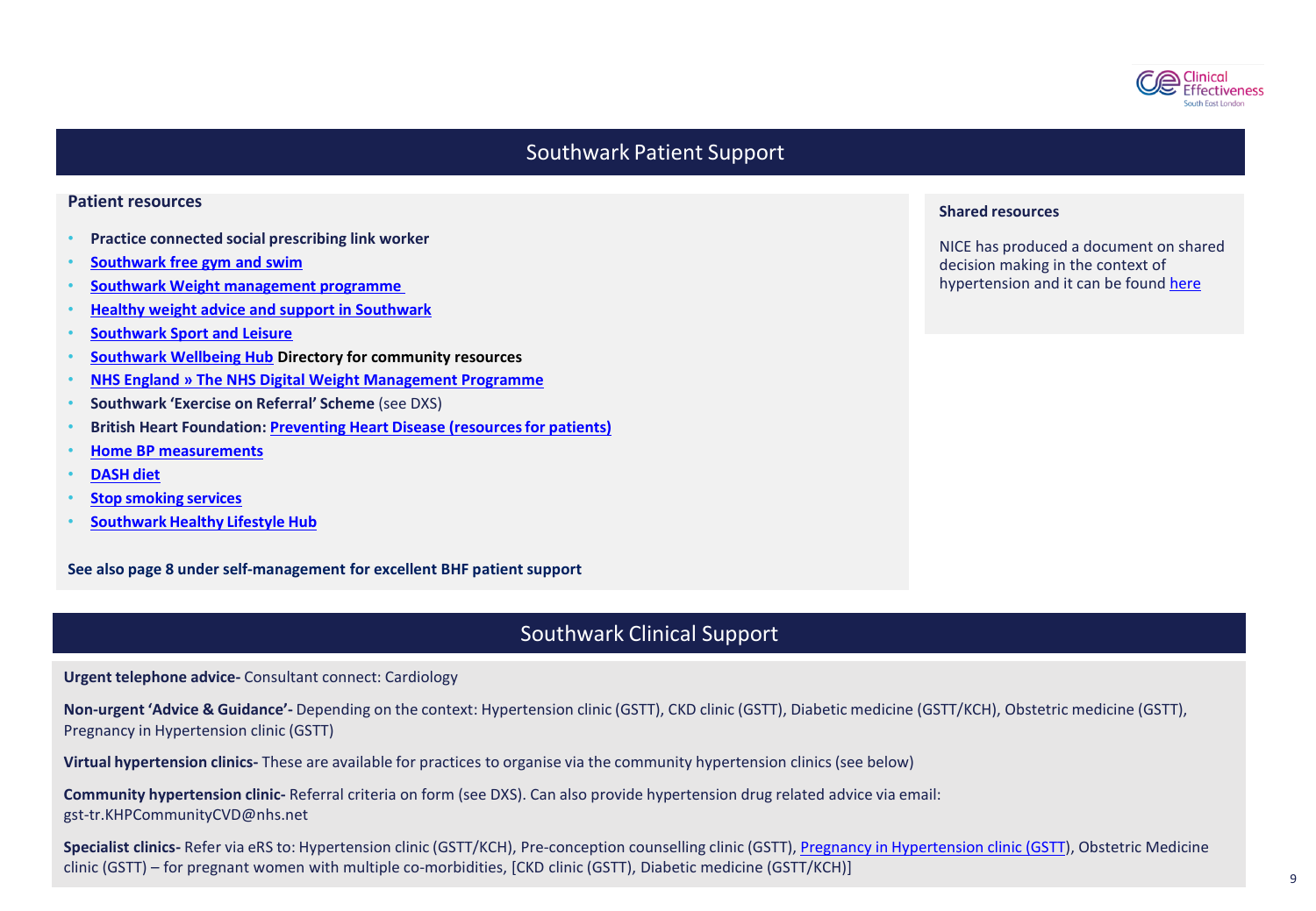## Southwark Patient Support

### Patient resources

- **Practice connected social prescribing link worker**
- **Southwark free gym and swim**
- **Southwark Weight management programme**
- **Healthy weight advice and support in Southwark**
- **Southwark Sport and Leisure**
- **Southwark Wellbeing Hub Directory for community resources**
- **NHS England » The NHS Digital Weight Management Programme**
- **Southwark 'Exercise on Referral' Scheme** (see DXS)
- **British Heart Foundation: Preventing Heart Disease (resources for patients)**
- **Home BP measurements**
- **DASH diet**
- **Stop smoking services**
- **Southwark Healthy Lifestyle Hub**

**See also page 8 under self-management for excellent BHF patient support**

### Shared resources

NICE has produced a document on shared decision making in the context of hypertension and it can be found here

## Southwark Clinical Support

**Urgent telephone advice-** Consultant connect: Cardiology

**Non-urgent 'Advice & Guidance'-** Depending on the context: Hypertension clinic (GSTT), CKD clinic (GSTT), Diabetic medicine (GSTT/KCH), Obstetric medicine (GSTT), Pregnancy in Hypertension clinic (GSTT)

**Virtual hypertension clinics-** These are available for practices to organise via the community hypertension clinics (see below)

**Community hypertension clinic-** Referral criteria on form (see DXS). Can also provide hypertension drug related advice via email: gst-tr.KHPCommunityCVD@nhs.net

**Specialist clinics-** Refer via eRS to: Hypertension clinic (GSTT/KCH), Pre-conception counselling clinic (GSTT), Pregnancy in Hypertension clinic (GSTT), Obstetric Medicine clinic (GSTT) – for pregnant women with multiple co-morbidities, [CKD clinic (GSTT), Diabetic medicine (GSTT/KCH)]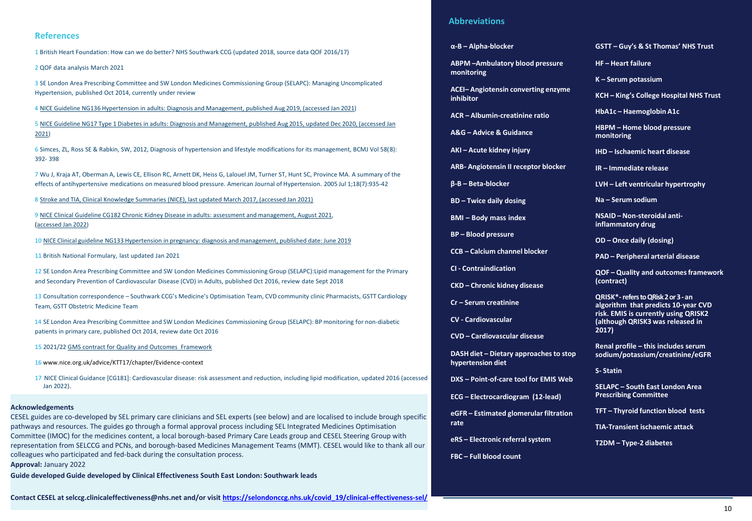## References

1 British Heart Foundation: How can we do better? NHS Southwark CCG (updated 2018, source data QOF 2016/17)

2 QOF data analysis March 2021

3 SE London Area Prescribing Committee and SW London Medicines Commissioning Group (SELAPC): Managing Uncomplicated Hypertension, published Oct 2014, currently under review

4 NICE Guideline NG136 Hypertension in adults: Diagnosis and Management, published Aug 2019, (accessed Jan 2021)

5 NICE Guideline NG17 Type 1 Diabetes in adults: Diagnosis and Management, published Aug 2015, updated Dec 2020, (accessed Jan 2021)

6 Simces, ZL, Ross SE & Rabkin, SW, 2012, Diagnosis of hypertension and lifestyle modifications for its management, BCMJ Vol 58(8): 392- 398

7 Wu J, Kraja AT, Oberman A, Lewis CE, Ellison RC, Arnett DK, Heiss G, Lalouel JM, Turner ST, Hunt SC, Province MA. A summary of the effects of antihypertensive medications on measured blood pressure. American Journal of Hypertension. 2005 Jul 1;18(7):935-42

8 Stroke and TIA, Clinical Knowledge Summaries (NICE), last updated March 2017, (accessed Jan 2021)

9 NICE Clinical Guideline CG182 Chronic Kidney Disease in adults: assessment and management, August 2021, (accessed Jan 2022)

10 NICE Clinical guideline NG133 Hypertension in pregnancy: diagnosis and management, published date: June 2019

11 British National Formulary, last updated Jan 2021

12 SE London Area Prescribing Committee and SW London Medicines Commissioning Group (SELAPC):Lipid management for the Primary and Secondary Prevention of Cardiovascular Disease (CVD) in Adults, published Oct 2016, review date Sept 2018

13 Consultation correspondence – Southwark CCG's Medicine's Optimisation Team, CVD community clinic Pharmacists, GSTT Cardiology Team, GSTT Obstetric Medicine Team

14 SE London Area Prescribing Committee and SW London Medicines Commissioning Group (SELAPC): BP monitoring for non-diabetic patients in primary care, published Oct 2014, review date Oct 2016

15 2021/22 GMS contract for Quality and Outcomes Framework

16 www.nice.org.uk/advice/KTT17/chapter/Evidence-context

17 NICE Clinical Guidance [CG181]: Cardiovascular disease: risk assessment and reduction, including lipid modification, updated 2016 (accessed Jan 2022).

**Acknowledgements**

CESEL guides are co-developed by SEL primary care clinicians and SEL experts (see below) and are localised to include brough specific pathways and resources. The guides go through a formal approval process including SEL Integrated Medicines Optimisation Committee (IMOC) for the medicines content, a local borough-based Primary Care Leads group and CESEL Steering Group with representation from SELCCG and PCNs, and borough-based Medicines Management Teams (MMT). CESEL would like to thank all our colleagues who participated and fed-back during the consultation process.

**Approval:** January 2022

**Guide developed Guide developed by Clinical Effectiveness South East London: Southwark leads**

**Contact CESEL at selccg.clinicaleffectiveness@nhs.net and/or visit https://selondonccg.nhs.uk/covid_19/clinical-effectiveness-sel/**

## Abbreviations

- **α-B – Alpha-blocker**
- **ABPM –Ambulatory blood pressure monitoring**
- **ACEI– Angiotensin converting enzyme inhibitor**
- **ACR – Albumin-creatinine ratio**
- **A&G – Advice & Guidance**
- **AKI – Acute kidney injury**
- **ARB- Angiotensin II receptor blocker**
- **β-B – Beta-blocker**
- **BD – Twice daily dosing**
- **BMI – Body mass index**
- **BP – Blood pressure**
- **CCB – Calcium channel blocker**
- **CI - Contraindication**
- **CKD – Chronic kidney disease**
- **Cr – Serum creatinine**
- **CV - Cardiovascular**
- **CVD – Cardiovascular disease**
- **DASH diet – Dietary approaches to stop hypertension diet**
- **DXS – Point-of-care tool for EMIS Web**
- **ECG – Electrocardiogram (12-lead)**
- **eGFR – Estimated glomerular filtration rate**
- **eRS – Electronic referral system**
- **FBC – Full blood count**
- **GSTT – Guy's & St Thomas' NHS Trust**
- **HF – Heart failure**
- **K – Serum potassium**
- **KCH – King's College Hospital NHS Trust**
- **HbA1c – Haemoglobin A1c**
- **HBPM – Home blood pressure monitoring**
- **IHD – Ischaemic heart disease**
- **IR – Immediate release**
- **LVH – Left ventricular hypertrophy**
- **Na – Serum sodium**
- **NSAID – Non-steroidal anti-inflammatory drug**
- **OD – Once daily (dosing)**
- **PAD – Peripheral arterial disease**
- **QOF – Quality and outcomes framework (contract)**
- **QRISK\*- refers to QRisk 2 or 3 - an algorithm that predicts 10-year CVD risk. EMIS is currently using QRISK2 (although QRISK3 was released in 2017)**
- **Renal profile – this includes serum sodium/potassium/creatinine/eGFR**
- **S- Statin**
- **SELAPC – South East London Area Prescribing Committee**
- **TFT – Thyroid function blood tests**
- **TIA-Transient ischaemic attack**
- **T2DM – Type-2 diabetes**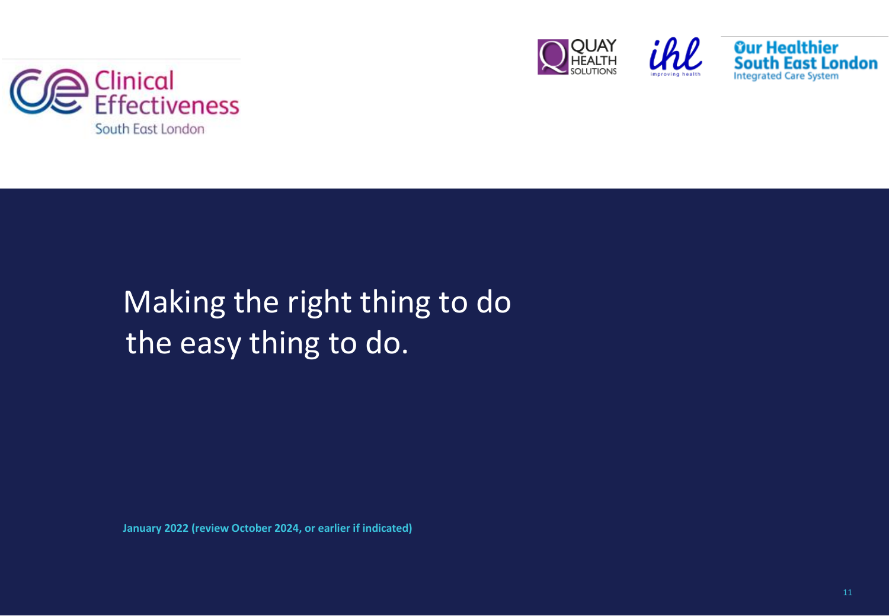Clinical Effectiveness South East London

QUAY HEALTH SOLUTIONS

ihl improving health

Our Healthier South East London Integrated Care System

# Making the right thing to do the easy thing to do.

**January 2022 (review October 2024, or earlier if indicated)**